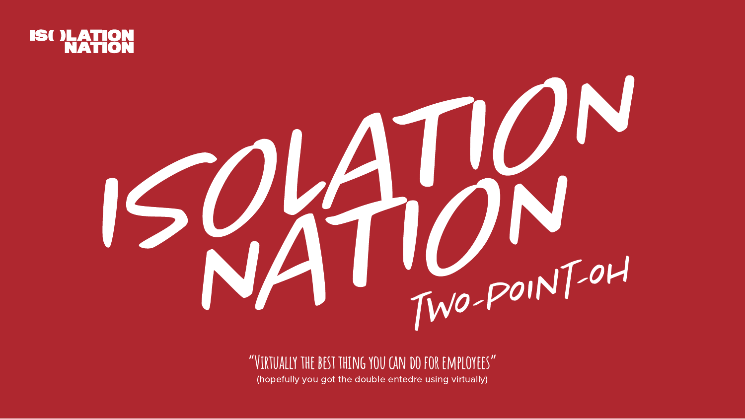IS( )LATION NATION

# Isolation Nation

## Two-Point-Oh

"Virtually the best thing you can do for employees"

(hopefully you got the double entedre using virtually)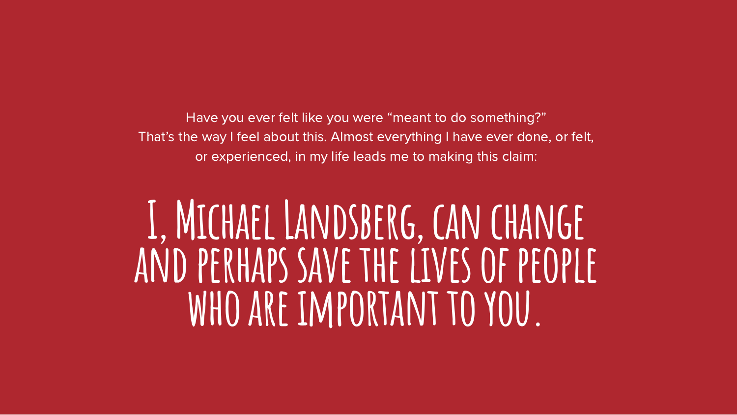Have you ever felt like you were "meant to do something?"
That's the way I feel about this. Almost everything I have ever done, or felt, or experienced, in my life leads me to making this claim:

# I, Michael Landsberg, can change and perhaps save the lives of people who are important to you.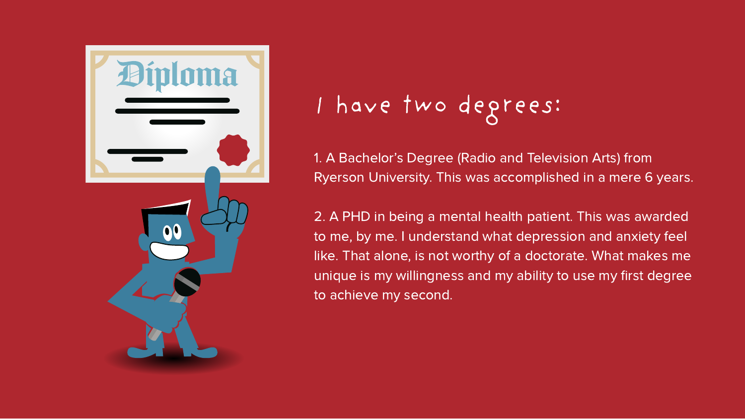# I have two degrees:

1. A Bachelor's Degree (Radio and Television Arts) from Ryerson University. This was accomplished in a mere 6 years.

2. A PHD in being a mental health patient. This was awarded to me, by me. I understand what depression and anxiety feel like. That alone, is not worthy of a doctorate. What makes me unique is my willingness and my ability to use my first degree to achieve my second.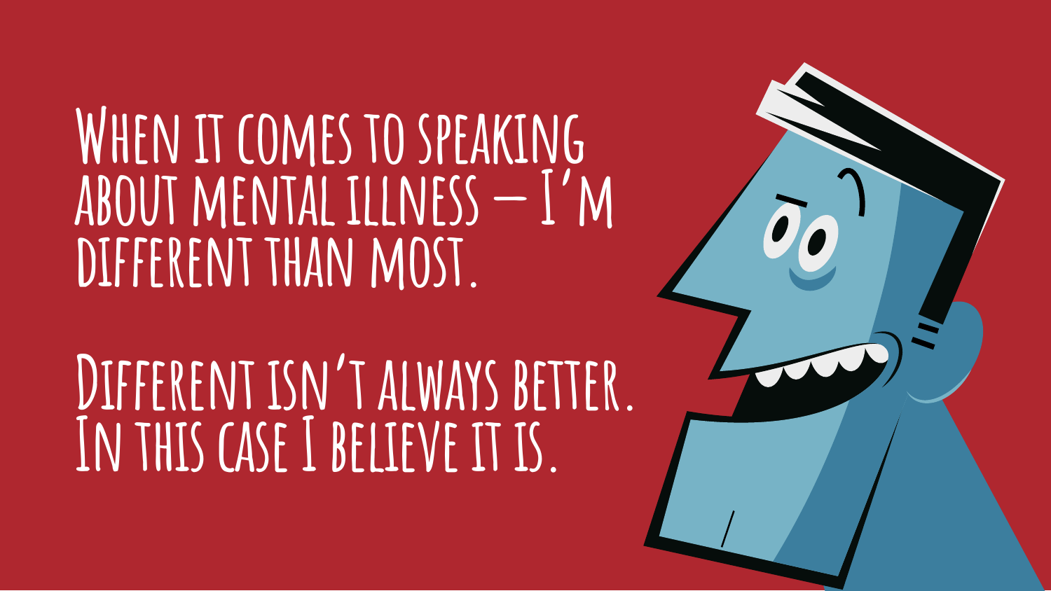When it comes to speaking about mental illness – I'm different than most.

Different isn't always better. In this case I believe it is.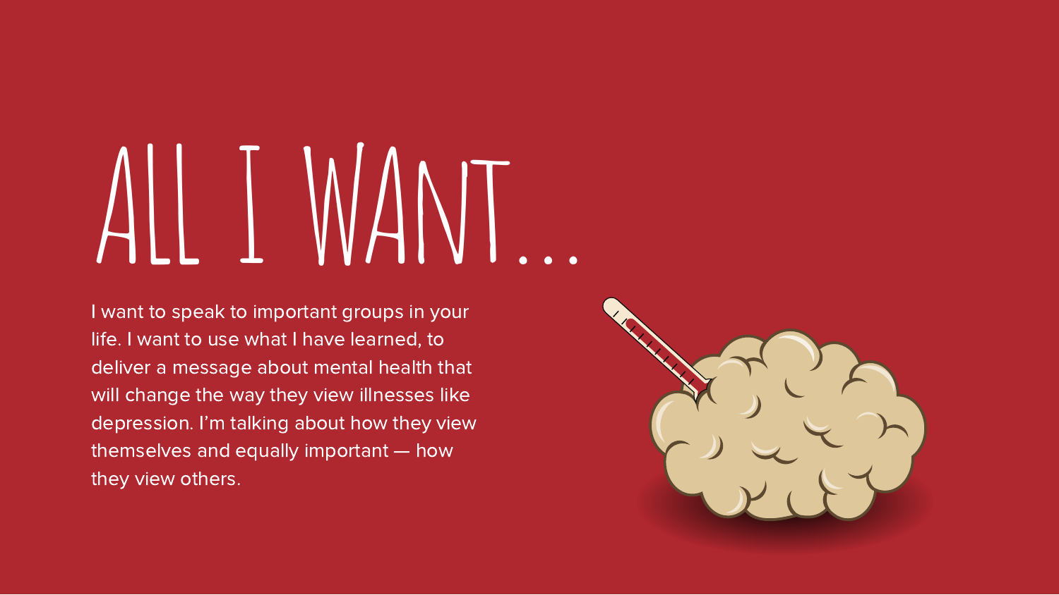# ALL I WANT...

I want to speak to important groups in your life. I want to use what I have learned, to deliver a message about mental health that will change the way they view illnesses like depression. I'm talking about how they view themselves and equally important — how they view others.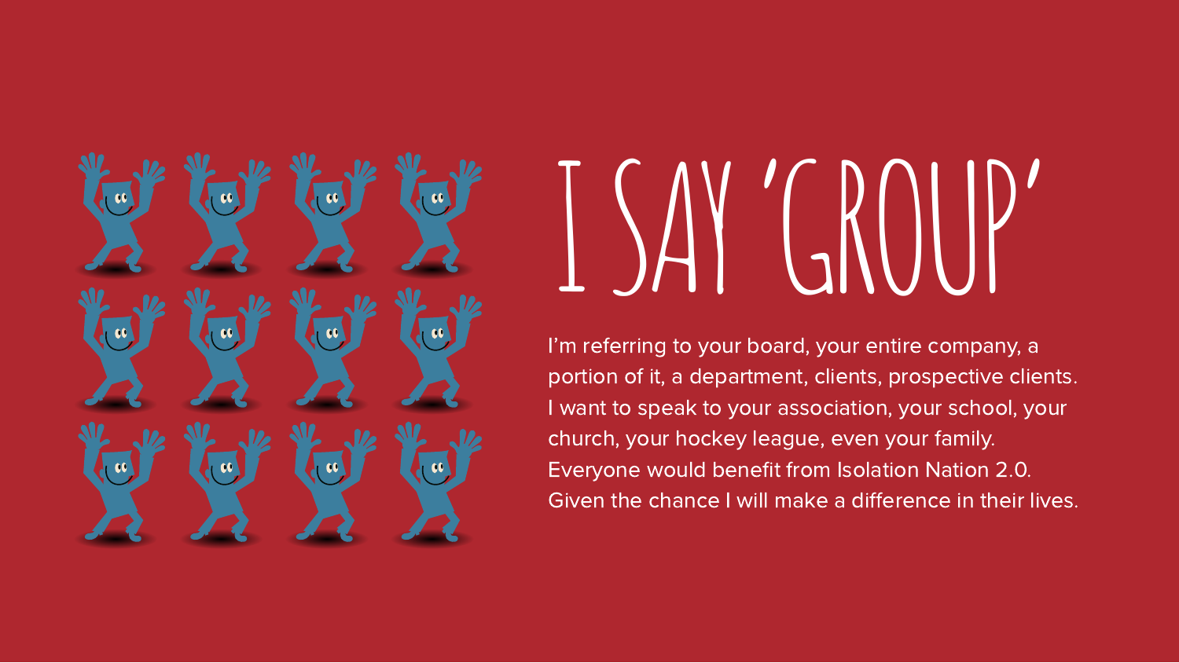# I SAY 'GROUP'

I'm referring to your board, your entire company, a portion of it, a department, clients, prospective clients. I want to speak to your association, your school, your church, your hockey league, even your family. Everyone would benefit from Isolation Nation 2.0. Given the chance I will make a difference in their lives.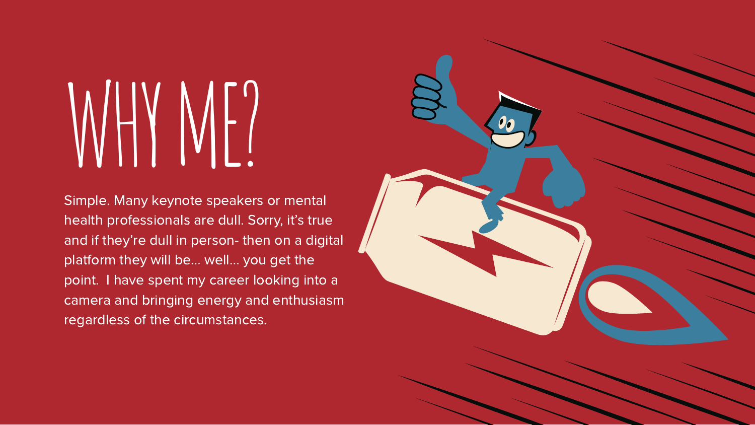# WHY ME?

Simple. Many keynote speakers or mental health professionals are dull. Sorry, it's true and if they're dull in person- then on a digital platform they will be… well… you get the point. I have spent my career looking into a camera and bringing energy and enthusiasm regardless of the circumstances.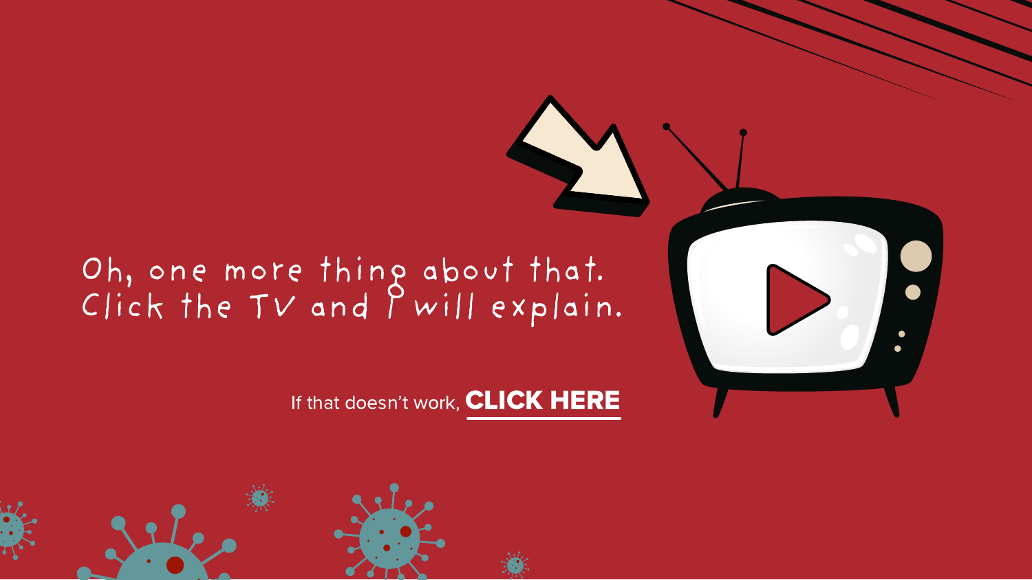Oh, one more thing about that.
Click the TV and I will explain.

If that doesn't work, **CLICK HERE**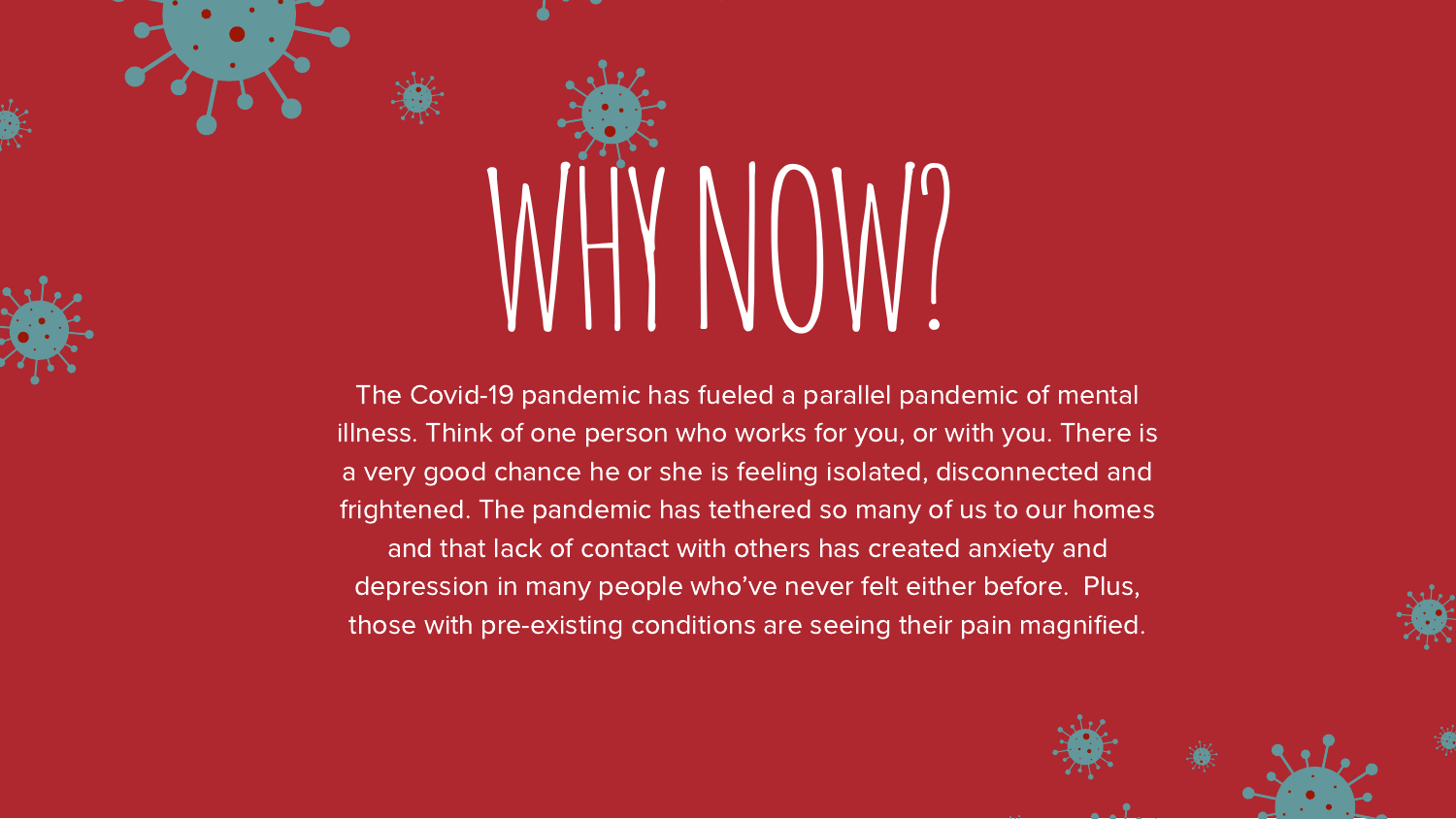# WHY NOW?

The Covid-19 pandemic has fueled a parallel pandemic of mental illness. Think of one person who works for you, or with you. There is a very good chance he or she is feeling isolated, disconnected and frightened. The pandemic has tethered so many of us to our homes and that lack of contact with others has created anxiety and depression in many people who've never felt either before. Plus, those with pre-existing conditions are seeing their pain magnified.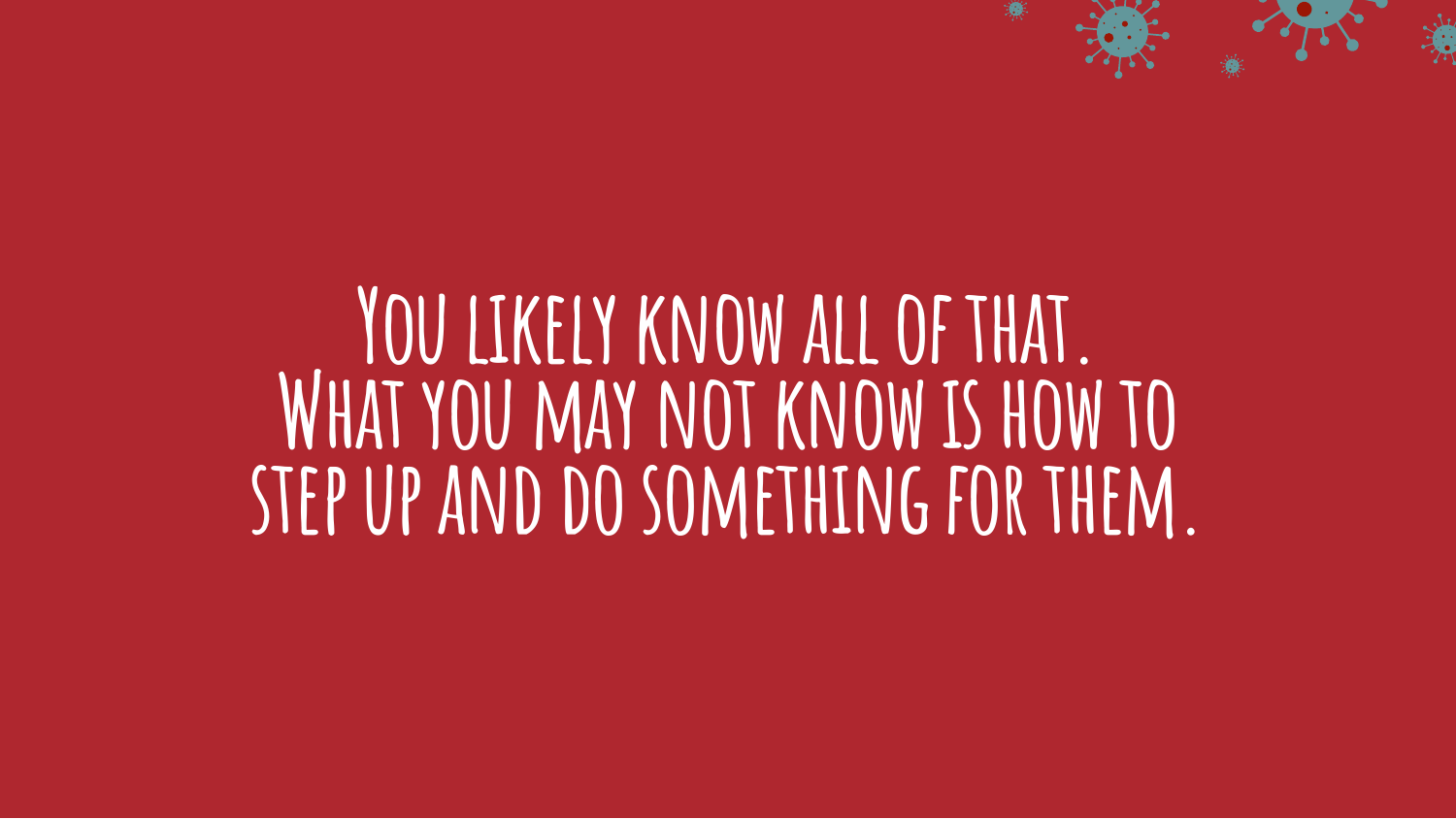You likely know all of that.
What you may not know is how to
step up and do something for them.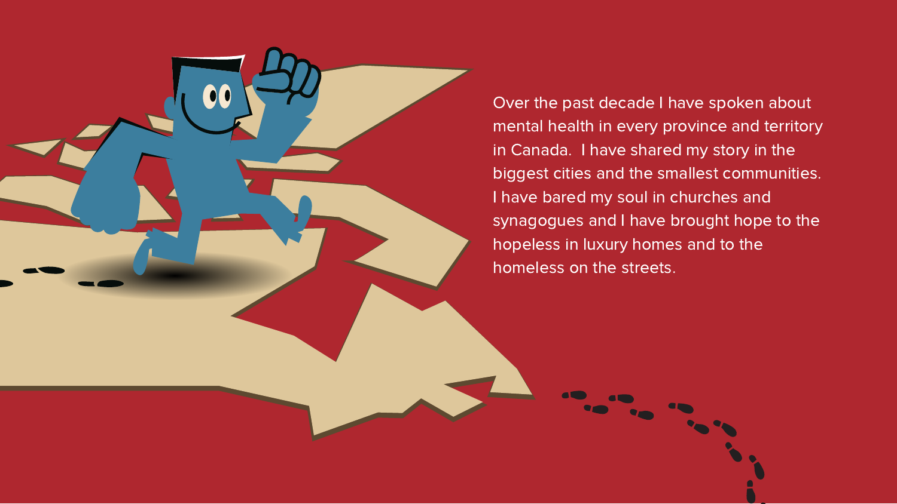Over the past decade I have spoken about mental health in every province and territory in Canada. I have shared my story in the biggest cities and the smallest communities. I have bared my soul in churches and synagogues and I have brought hope to the hopeless in luxury homes and to the homeless on the streets.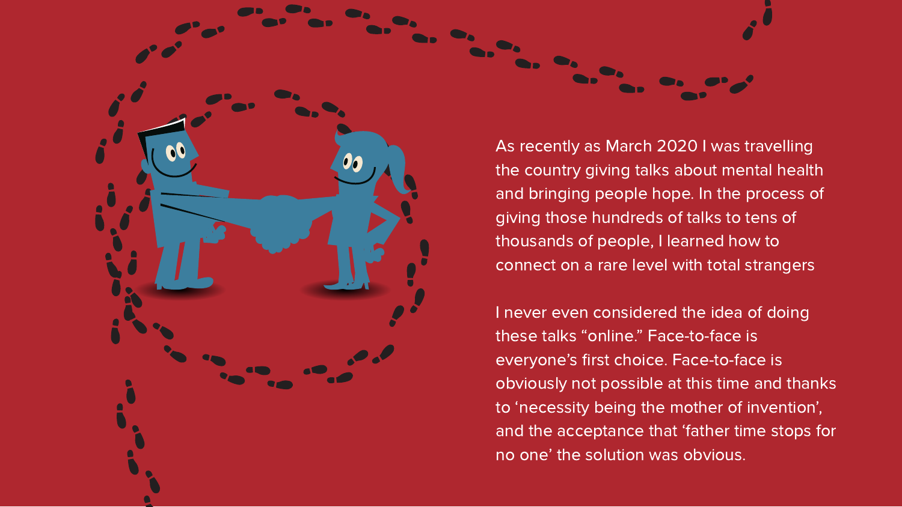As recently as March 2020 I was travelling the country giving talks about mental health and bringing people hope. In the process of giving those hundreds of talks to tens of thousands of people, I learned how to connect on a rare level with total strangers

I never even considered the idea of doing these talks "online." Face-to-face is everyone's first choice. Face-to-face is obviously not possible at this time and thanks to 'necessity being the mother of invention', and the acceptance that 'father time stops for no one' the solution was obvious.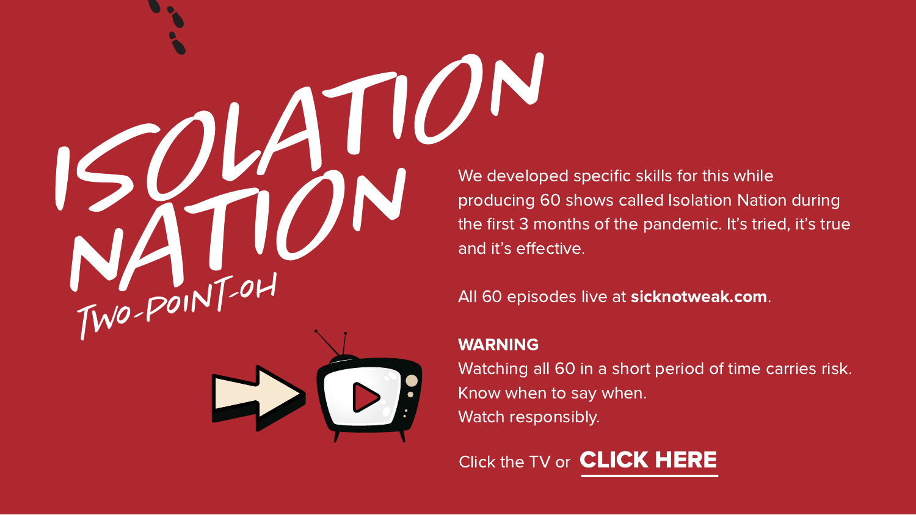# ISOLATION NATION

## TWO-POINT-OH

We developed specific skills for this while producing 60 shows called Isolation Nation during the first 3 months of the pandemic. It's tried, it's true and it's effective.

All 60 episodes live at **sicknotweak.com**.

**WARNING**
Watching all 60 in a short period of time carries risk.
Know when to say when.
Watch responsibly.

Click the TV or **CLICK HERE**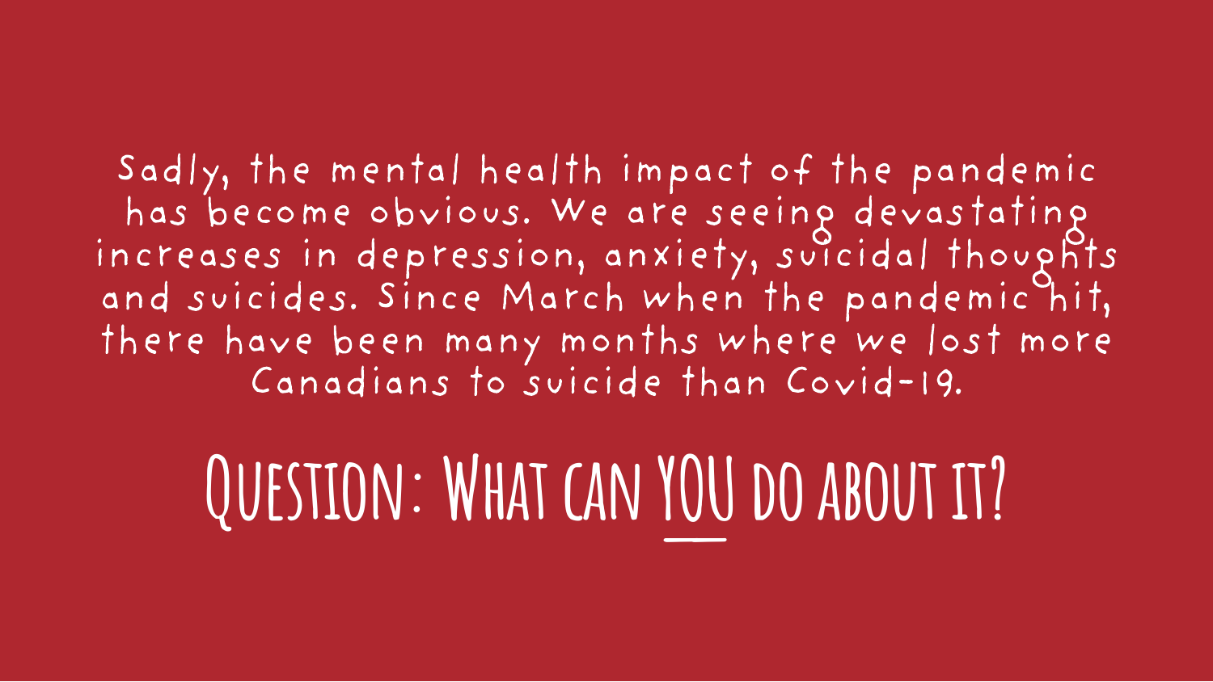Sadly, the mental health impact of the pandemic has become obvious. We are seeing devastating increases in depression, anxiety, suicidal thoughts and suicides. Since March when the pandemic hit, there have been many months where we lost more Canadians to suicide than Covid-19.

# Question: What can YOU do about it?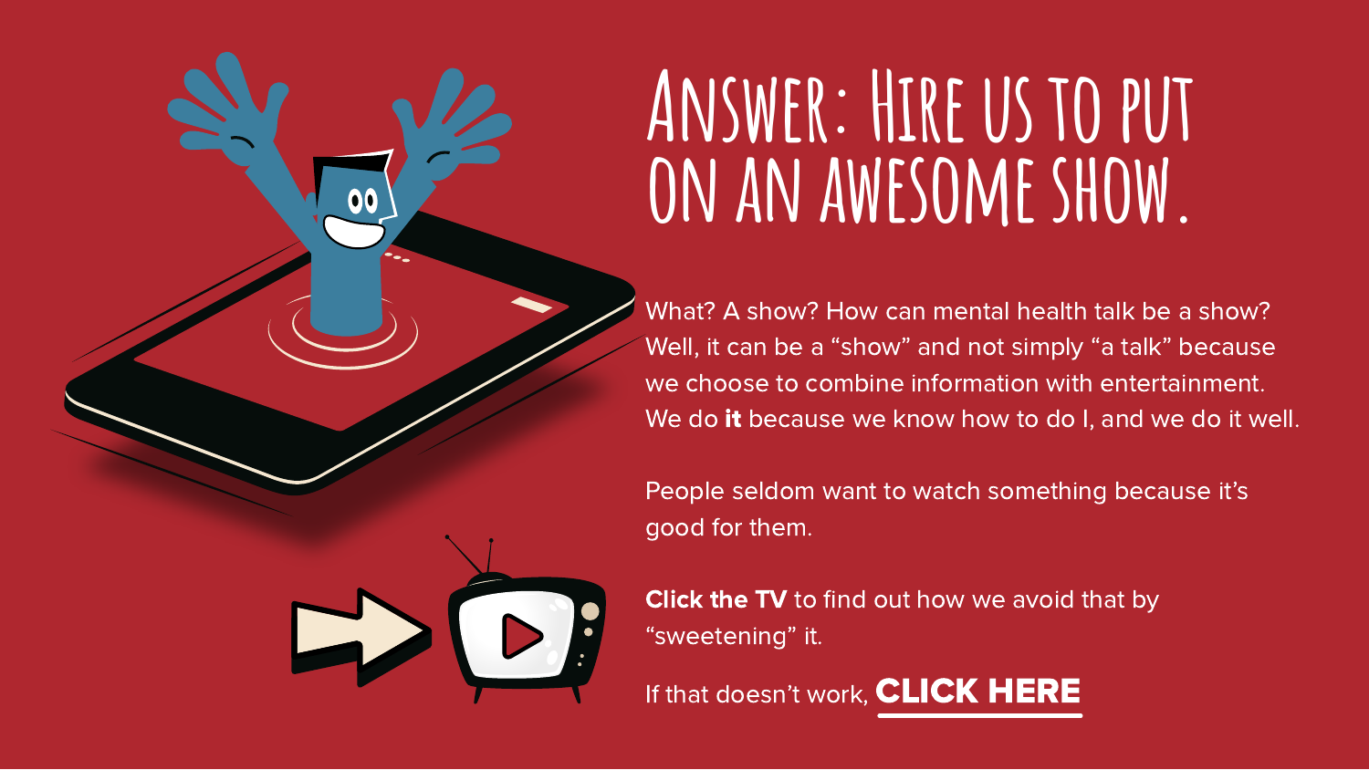# Answer: Hire us to put on an awesome show.

What? A show? How can mental health talk be a show? Well, it can be a “show” and not simply “a talk” because we choose to combine information with entertainment. We do **it** because we know how to do I, and we do it well.

People seldom want to watch something because it’s good for them.

**Click the TV** to find out how we avoid that by “sweetening” it.

If that doesn’t work, **CLICK HERE**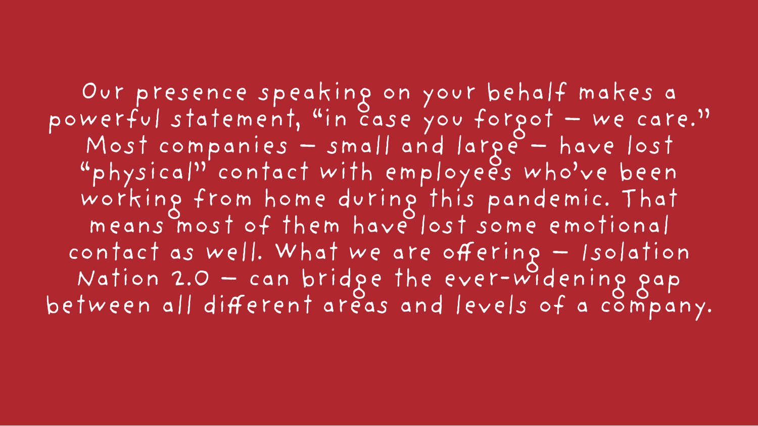Our presence speaking on your behalf makes a powerful statement, “in case you forgot – we care.” Most companies – small and large – have lost “physical” contact with employees who’ve been working from home during this pandemic. That means most of them have lost some emotional contact as well. What we are offering – Isolation Nation 2.0 – can bridge the ever-widening gap between all different areas and levels of a company.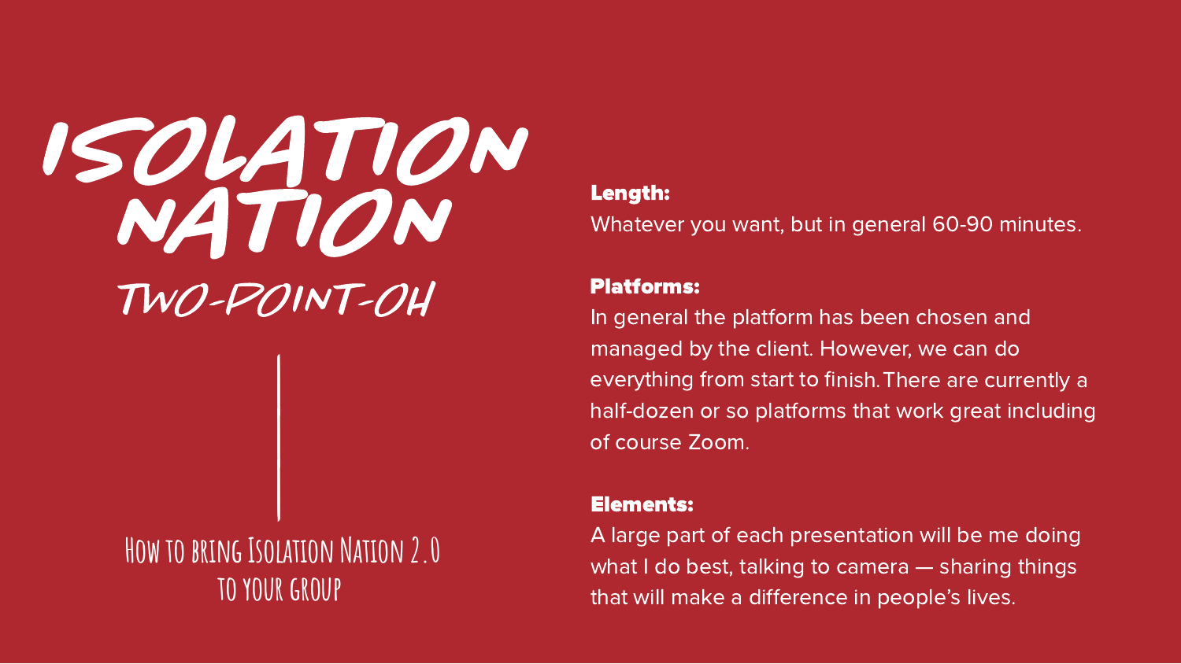# ISOLATION NATION

## TWO-POINT-OH

How to bring Isolation Nation 2.0 to your group

**Length:**
Whatever you want, but in general 60-90 minutes.

**Platforms:**
In general the platform has been chosen and managed by the client. However, we can do everything from start to finish. There are currently a half-dozen or so platforms that work great including of course Zoom.

**Elements:**
A large part of each presentation will be me doing what I do best, talking to camera — sharing things that will make a difference in people's lives.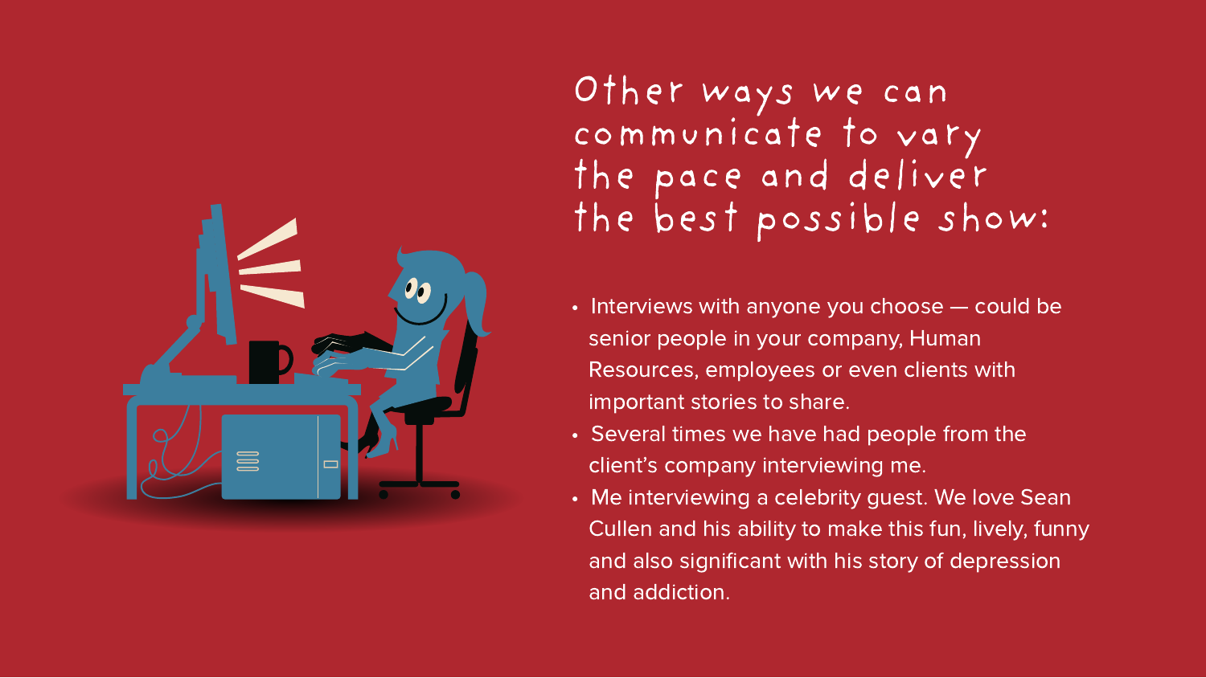# Other ways we can communicate to vary the pace and deliver the best possible show:

- Interviews with anyone you choose — could be senior people in your company, Human Resources, employees or even clients with important stories to share.
- Several times we have had people from the client's company interviewing me.
- Me interviewing a celebrity guest. We love Sean Cullen and his ability to make this fun, lively, funny and also significant with his story of depression and addiction.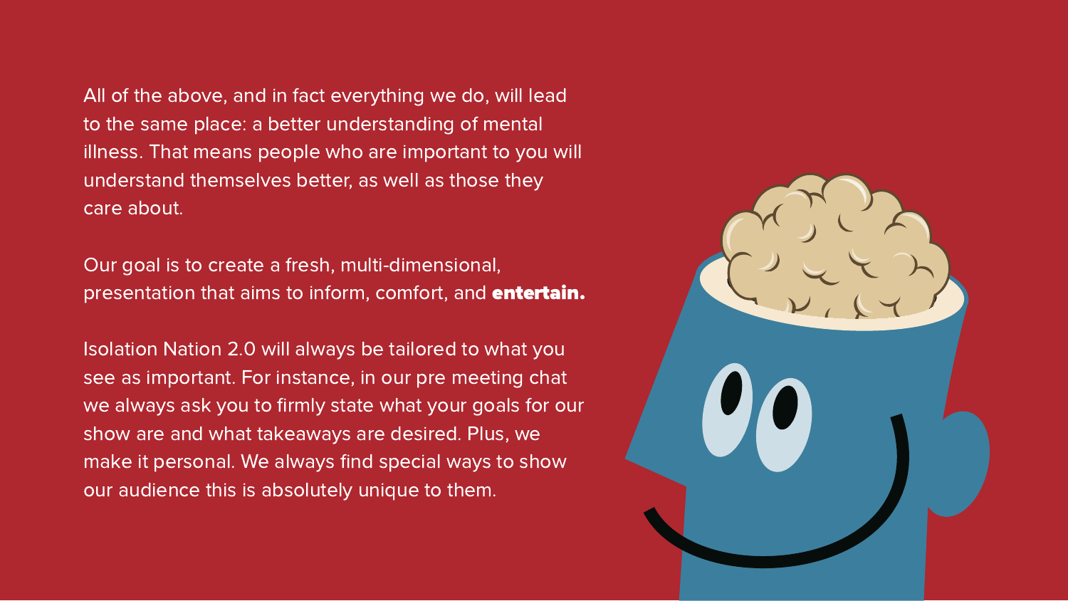All of the above, and in fact everything we do, will lead to the same place: a better understanding of mental illness. That means people who are important to you will understand themselves better, as well as those they care about.

Our goal is to create a fresh, multi-dimensional, presentation that aims to inform, comfort, and **entertain.**

Isolation Nation 2.0 will always be tailored to what you see as important. For instance, in our pre meeting chat we always ask you to firmly state what your goals for our show are and what takeaways are desired. Plus, we make it personal. We always find special ways to show our audience this is absolutely unique to them.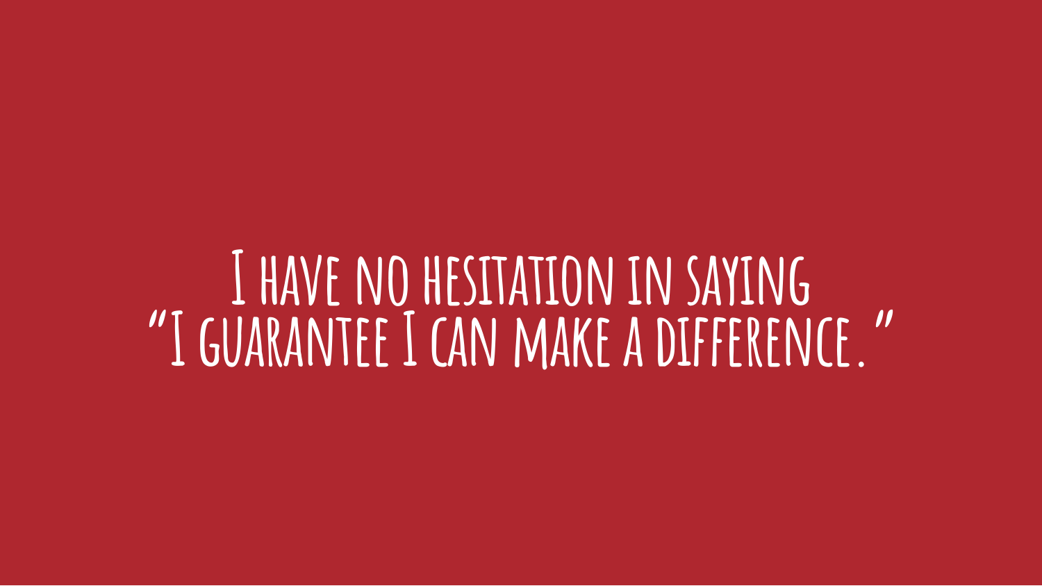I have no hesitation in saying
"I guarantee I can make a difference."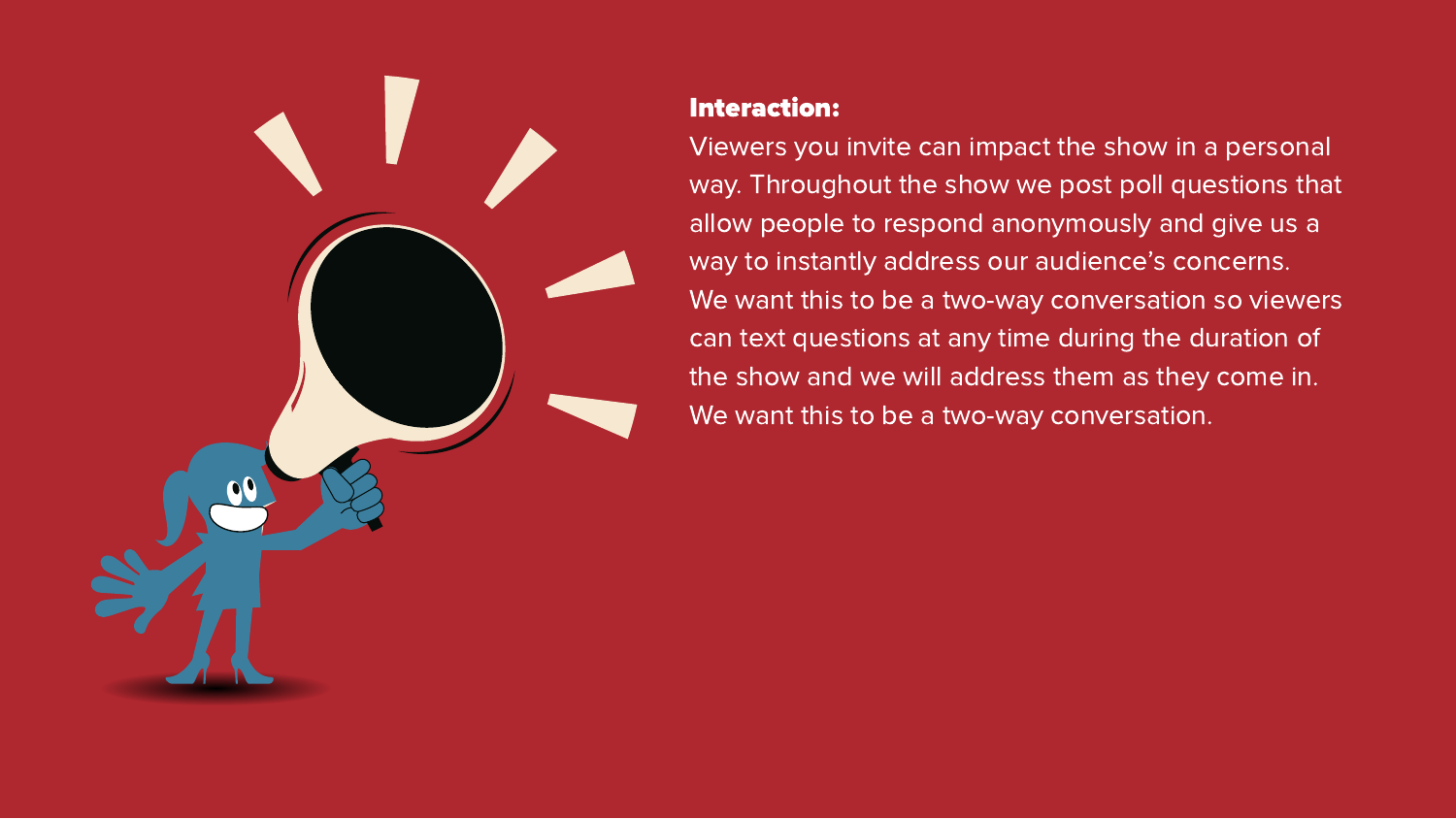**Interaction:**

Viewers you invite can impact the show in a personal way. Throughout the show we post poll questions that allow people to respond anonymously and give us a way to instantly address our audience's concerns. We want this to be a two-way conversation so viewers can text questions at any time during the duration of the show and we will address them as they come in. We want this to be a two-way conversation.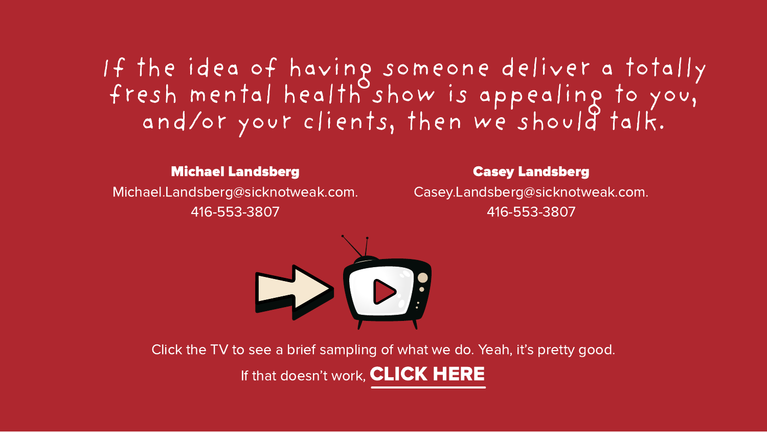If the idea of having someone deliver a totally fresh mental health show is appealing to you, and/or your clients, then we should talk.

**Michael Landsberg**

Michael.Landsberg@sicknotweak.com.

416-553-3807

**Casey Landsberg**

Casey.Landsberg@sicknotweak.com.

416-553-3807

Click the TV to see a brief sampling of what we do. Yeah, it's pretty good.

If that doesn't work, **CLICK HERE**